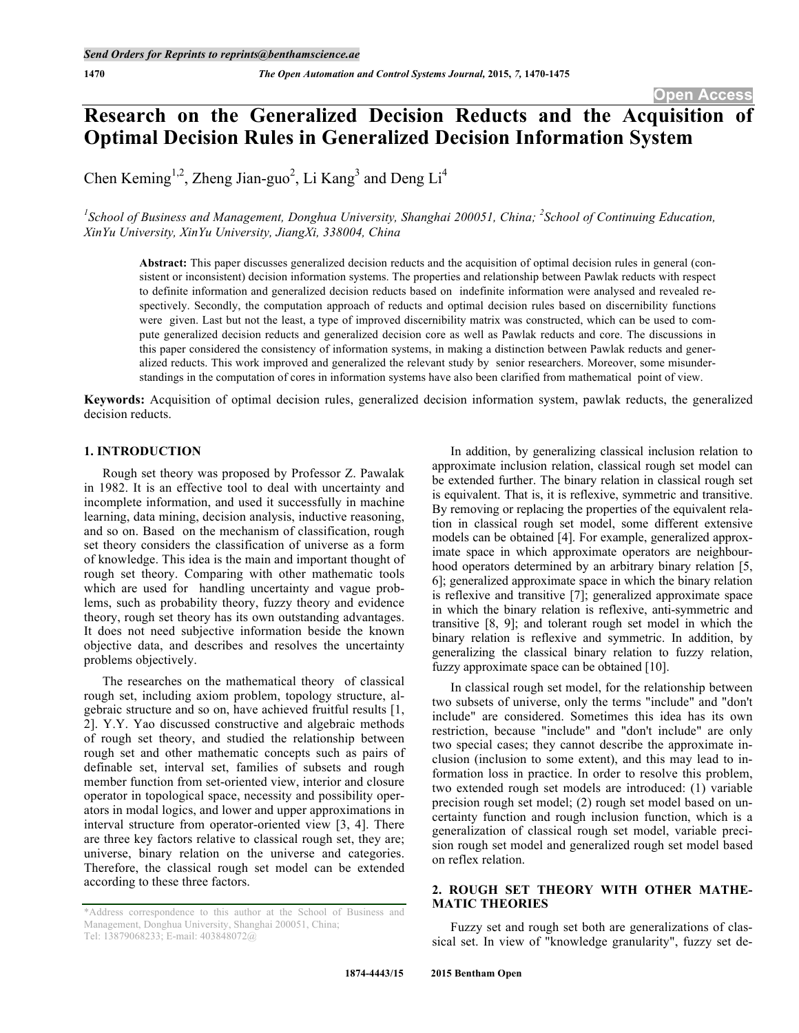# Research on the Generalized Decision Reducts and the Acquisition of Optimal Decision Rules in Generalized Decision Information System

Chen Keming[1,2], Zheng Jian-guo[2], Li Kang[3] and Deng Li[4]

[1]*School of Business and Management, Donghua University, Shanghai 200051, China;* [2]*School of Continuing Education, XinYu University, XinYu University, JiangXi, 338004, China*

**Abstract:** This paper discusses generalized decision reducts and the acquisition of optimal decision rules in general (consistent or inconsistent) decision information systems. The properties and relationship between Pawlak reducts with respect to definite information and generalized decision reducts based on indefinite information were analysed and revealed respectively. Secondly, the computation approach of reducts and optimal decision rules based on discernibility functions were given. Last but not the least, a type of improved discernibility matrix was constructed, which can be used to compute generalized decision reducts and generalized decision core as well as Pawlak reducts and core. The discussions in this paper considered the consistency of information systems, in making a distinction between Pawlak reducts and generalized reducts. This work improved and generalized the relevant study by senior researchers. Moreover, some misunderstandings in the computation of cores in information systems have also been clarified from mathematical point of view.

**Keywords:** Acquisition of optimal decision rules, generalized decision information system, pawlak reducts, the generalized decision reducts.

## 1. INTRODUCTION

Rough set theory was proposed by Professor Z. Pawalak in 1982. It is an effective tool to deal with uncertainty and incomplete information, and used it successfully in machine learning, data mining, decision analysis, inductive reasoning, and so on. Based on the mechanism of classification, rough set theory considers the classification of universe as a form of knowledge. This idea is the main and important thought of rough set theory. Comparing with other mathematic tools which are used for handling uncertainty and vague problems, such as probability theory, fuzzy theory and evidence theory, rough set theory has its own outstanding advantages. It does not need subjective information beside the known objective data, and describes and resolves the uncertainty problems objectively.

The researches on the mathematical theory of classical rough set, including axiom problem, topology structure, algebraic structure and so on, have achieved fruitful results [1, 2]. Y.Y. Yao discussed constructive and algebraic methods of rough set theory, and studied the relationship between rough set and other mathematic concepts such as pairs of definable set, interval set, families of subsets and rough member function from set-oriented view, interior and closure operator in topological space, necessity and possibility operators in modal logics, and lower and upper approximations in interval structure from operator-oriented view [3, 4]. There are three key factors relative to classical rough set, they are; universe, binary relation on the universe and categories. Therefore, the classical rough set model can be extended according to these three factors.

In addition, by generalizing classical inclusion relation to approximate inclusion relation, classical rough set model can be extended further. The binary relation in classical rough set is equivalent. That is, it is reflexive, symmetric and transitive. By removing or replacing the properties of the equivalent relation in classical rough set model, some different extensive models can be obtained [4]. For example, generalized approximate space in which approximate operators are neighbourhood operators determined by an arbitrary binary relation [5, 6]; generalized approximate space in which the binary relation is reflexive and transitive [7]; generalized approximate space in which the binary relation is reflexive, anti-symmetric and transitive [8, 9]; and tolerant rough set model in which the binary relation is reflexive and symmetric. In addition, by generalizing the classical binary relation to fuzzy relation, fuzzy approximate space can be obtained [10].

In classical rough set model, for the relationship between two subsets of universe, only the terms "include" and "don't include" are considered. Sometimes this idea has its own restriction, because "include" and "don't include" are only two special cases; they cannot describe the approximate inclusion (inclusion to some extent), and this may lead to information loss in practice. In order to resolve this problem, two extended rough set models are introduced: (1) variable precision rough set model; (2) rough set model based on uncertainty function and rough inclusion function, which is a generalization of classical rough set model, variable precision rough set model and generalized rough set model based on reflex relation.

## 2. ROUGH SET THEORY WITH OTHER MATHEMATIC THEORIES

Fuzzy set and rough set both are generalizations of classical set. In view of "knowledge granularity", fuzzy set de-

*Address correspondence to this author at the School of Business and Management, Donghua University, Shanghai 200051, China; Tel: 13879068233; E-mail: 403848072@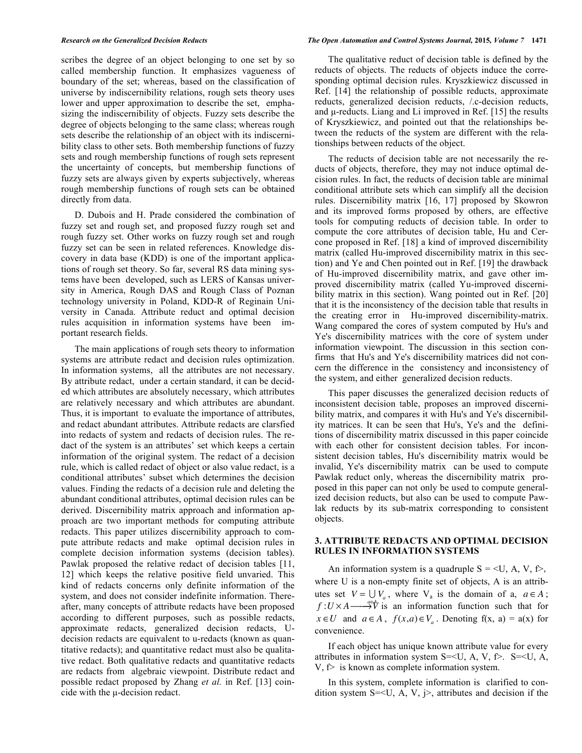scribes the degree of an object belonging to one set by so called membership function. It emphasizes vagueness of boundary of the set; whereas, based on the classification of universe by indiscernibility relations, rough sets theory uses lower and upper approximation to describe the set, emphasizing the indiscernibility of objects. Fuzzy sets describe the degree of objects belonging to the same class; whereas rough sets describe the relationship of an object with its indiscernibility class to other sets. Both membership functions of fuzzy sets and rough membership functions of rough sets represent the uncertainty of concepts, but membership functions of fuzzy sets are always given by experts subjectively, whereas rough membership functions of rough sets can be obtained directly from data.

D. Dubois and H. Prade considered the combination of fuzzy set and rough set, and proposed fuzzy rough set and rough fuzzy set. Other works on fuzzy rough set and rough fuzzy set can be seen in related references. Knowledge discovery in data base (KDD) is one of the important applications of rough set theory. So far, several RS data mining systems have been developed, such as LERS of Kansas university in America, Rough DAS and Rough Class of Poznan technology university in Poland, KDD-R of Reginain University in Canada. Attribute reduct and optimal decision rules acquisition in information systems have been important research fields.

The main applications of rough sets theory to information systems are attribute redact and decision rules optimization. In information systems, all the attributes are not necessary. By attribute redact, under a certain standard, it can be decided which attributes are absolutely necessary, which attributes are relatively necessary and which attributes are abundant. Thus, it is important to evaluate the importance of attributes, and redact abundant attributes. Attribute redacts are clarsfied into redacts of system and redacts of decision rules. The redact of the system is an attributes' set which keeps a certain information of the original system. The redact of a decision rule, which is called redact of object or also value redact, is a conditional attributes' subset which determines the decision values. Finding the redacts of a decision rule and deleting the abundant conditional attributes, optimal decision rules can be derived. Discernibility matrix approach and information approach are two important methods for computing attribute redacts. This paper utilizes discernibility approach to compute attribute redacts and make optimal decision rules in complete decision information systems (decision tables). Pawlak proposed the relative redact of decision tables [11, 12] which keeps the relative positive field unvaried. This kind of redacts concerns only definite information of the system, and does not consider indefinite information. Thereafter, many concepts of attribute redacts have been proposed according to different purposes, such as possible redacts, approximate redacts, generalized decision redacts, U-decision redacts are equivalent to u-redacts (known as quantitative redacts); and quantitative redact must also be qualitative redact. Both qualitative redacts and quantitative redacts are redacts from algebraic viewpoint. Distribute redact and possible redact proposed by Zhang *et al.* in Ref. [13] coincide with the μ-decision redact.

The qualitative reduct of decision table is defined by the reducts of objects. The reducts of objects induce the corresponding optimal decision rules. Kryszkiewicz discussed in Ref. [14] the relationship of possible reducts, approximate reducts, generalized decision reducts, /.c-decision reducts, and μ-reducts. Liang and Li improved in Ref. [15] the results of Kryszkiewicz, and pointed out that the relationships between the reducts of the system are different with the relationships between reducts of the object.

The reducts of decision table are not necessarily the reducts of objects, therefore, they may not induce optimal decision rules. In fact, the reducts of decision table are minimal conditional attribute sets which can simplify all the decision rules. Discernibility matrix [16, 17] proposed by Skowron and its improved forms proposed by others, are effective tools for computing reducts of decision table. In order to compute the core attributes of decision table, Hu and Cercone proposed in Ref. [18] a kind of improved discernibility matrix (called Hu-improved discernibility matrix in this section) and Ye and Chen pointed out in Ref. [19] the drawback of Hu-improved discernibility matrix, and gave other improved discernibility matrix (called Yu-improved discernibility matrix in this section). Wang pointed out in Ref. [20] that it is the inconsistency of the decision table that results in the creating error in Hu-improved discernibility-matrix. Wang compared the cores of system computed by Hu's and Ye's discernibility matrices with the core of system under information viewpoint. The discussion in this section confirms that Hu's and Ye's discernibility matrices did not concern the difference in the consistency and inconsistency of the system, and either generalized decision reducts.

This paper discusses the generalized decision reducts of inconsistent decision table, proposes an improved discernibility matrix, and compares it with Hu's and Ye's discernibility matrices. It can be seen that Hu's, Ye's and the definitions of discernibility matrix discussed in this paper coincide with each other for consistent decision tables. For inconsistent decision tables, Hu's discernibility matrix would be invalid, Ye's discernibility matrix can be used to compute Pawlak reduct only, whereas the discernibility matrix proposed in this paper can not only be used to compute generalized decision reducts, but also can be used to compute Pawlak reducts by its sub-matrix corresponding to consistent objects.

## 3. ATTRIBUTE REDACTS AND OPTIMAL DECISION RULES IN INFORMATION SYSTEMS

An information system is a quadruple S = <U, A, V, f>, where U is a non-empty finite set of objects, A is an attributes set $V = \bigcup_{a \in A} V_a$, where $V_a$ is the domain of a, $a \in A$; $f: U \times A \longrightarrow V$ is an information function such that for $x \in U$ and $a \in A$, $f(x,a) \in V_a$. Denoting f(x, a) = a(x) for convenience.

If each object has unique known attribute value for every attributes in information system S=<U, A, V, f>. S=<U, A, V, f> is known as complete information system.

In this system, complete information is clarified to condition system S=<U, A, V, j>, attributes and decision if the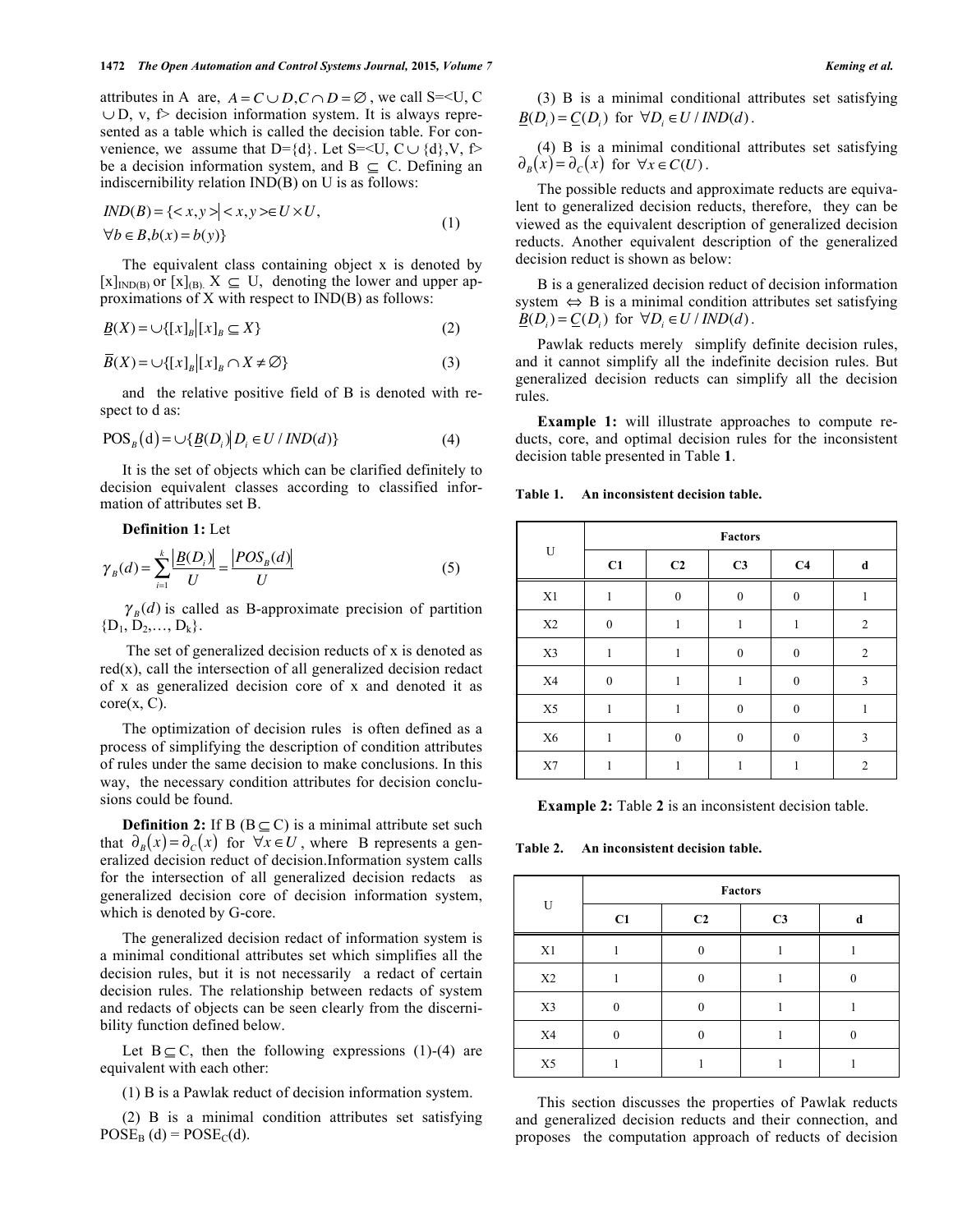attributes in A are, $A = C \cup D, C \cap D = \varnothing$, we call S=<U, C $\cup$ D, v, f> decision information system. It is always represented as a table which is called the decision table. For convenience, we assume that D={d}. Let S=<U, C $\cup$ {d},V, f> be a decision information system, and B $\subseteq$ C. Defining an indiscernibility relation IND(B) on U is as follows:

$$IND(B) = \{<x,y> \mid <x,y> \in U \times U, \\ \forall b \in B, b(x) = b(y)\} \tag{1}$$

The equivalent class containing object x is denoted by $[x]_{IND(B)}$ or $[x]_{(B)}$. X $\subseteq$ U, denoting the lower and upper approximations of X with respect to IND(B) as follows:

$$\underline{B}(X) = \cup\{[x]_B \mid [x]_B \subseteq X\} \tag{2}$$

$$\overline{B}(X) = \cup\{[x]_B \mid [x]_B \cap X \neq \varnothing\} \tag{3}$$

and the relative positive field of B is denoted with respect to d as:

$$\mathrm{POS}_B(\mathrm{d}) = \cup\{\underline{B}(D_i) \mid D_i \in U / IND(d)\} \tag{4}$$

It is the set of objects which can be clarified definitely to decision equivalent classes according to classified information of attributes set B.

**Definition 1:** Let

$$\gamma_B(d) = \sum_{i=1}^{k} \frac{|\underline{B}(D_i)|}{U} = \frac{|POS_B(d)|}{U} \tag{5}$$

$\gamma_B(d)$ is called as B-approximate precision of partition $\{D_1, D_2, \ldots, D_k\}$.

The set of generalized decision reducts of x is denoted as red(x), call the intersection of all generalized decision redact of x as generalized decision core of x and denoted it as core(x, C).

The optimization of decision rules is often defined as a process of simplifying the description of condition attributes of rules under the same decision to make conclusions. In this way, the necessary condition attributes for decision conclusions could be found.

**Definition 2:** If B (B $\subseteq$ C) is a minimal attribute set such that $\partial_B(x) = \partial_C(x)$ for $\forall x \in U$, where B represents a generalized decision reduct of decision.Information system calls for the intersection of all generalized decision redacts as generalized decision core of decision information system, which is denoted by G-core.

The generalized decision redact of information system is a minimal conditional attributes set which simplifies all the decision rules, but it is not necessarily a redact of certain decision rules. The relationship between redacts of system and redacts of objects can be seen clearly from the discernibility function defined below.

Let B $\subseteq$ C, then the following expressions (1)-(4) are equivalent with each other:

(1) B is a Pawlak reduct of decision information system.

(2) B is a minimal condition attributes set satisfying $\mathrm{POSE}_B$ (d) = $\mathrm{POSE}_C$(d).

(3) B is a minimal conditional attributes set satisfying $\underline{B}(D_i) = \underline{C}(D_i)$ for $\forall D_i \in U / IND(d)$.

(4) B is a minimal conditional attributes set satisfying $\partial_B(x) = \partial_C(x)$ for $\forall x \in C(U)$.

The possible reducts and approximate reducts are equivalent to generalized decision reducts, therefore, they can be viewed as the equivalent description of generalized decision reducts. Another equivalent description of the generalized decision reduct is shown as below:

B is a generalized decision reduct of decision information system $\Leftrightarrow$ B is a minimal condition attributes set satisfying $\underline{B}(D_i) = \underline{C}(D_i)$ for $\forall D_i \in U / IND(d)$.

Pawlak reducts merely simplify definite decision rules, and it cannot simplify all the indefinite decision rules. But generalized decision reducts can simplify all the decision rules.

**Example 1:** will illustrate approaches to compute reducts, core, and optimal decision rules for the inconsistent decision table presented in Table **1**.

**Table 1. An inconsistent decision table.**

| U | Factors | | | | |
|---|---|---|---|---|---|
| | C1 | C2 | C3 | C4 | d |
| X1 | 1 | 0 | 0 | 0 | 1 |
| X2 | 0 | 1 | 1 | 1 | 2 |
| X3 | 1 | 1 | 0 | 0 | 2 |
| X4 | 0 | 1 | 1 | 0 | 3 |
| X5 | 1 | 1 | 0 | 0 | 1 |
| X6 | 1 | 0 | 0 | 0 | 3 |
| X7 | 1 | 1 | 1 | 1 | 2 |

**Example 2:** Table **2** is an inconsistent decision table.

**Table 2. An inconsistent decision table.**

| U | Factors | | | |
|---|---|---|---|---|
| | C1 | C2 | C3 | d |
| X1 | 1 | 0 | 1 | 1 |
| X2 | 1 | 0 | 1 | 0 |
| X3 | 0 | 0 | 1 | 1 |
| X4 | 0 | 0 | 1 | 0 |
| X5 | 1 | 1 | 1 | 1 |

This section discusses the properties of Pawlak reducts and generalized decision reducts and their connection, and proposes the computation approach of reducts of decision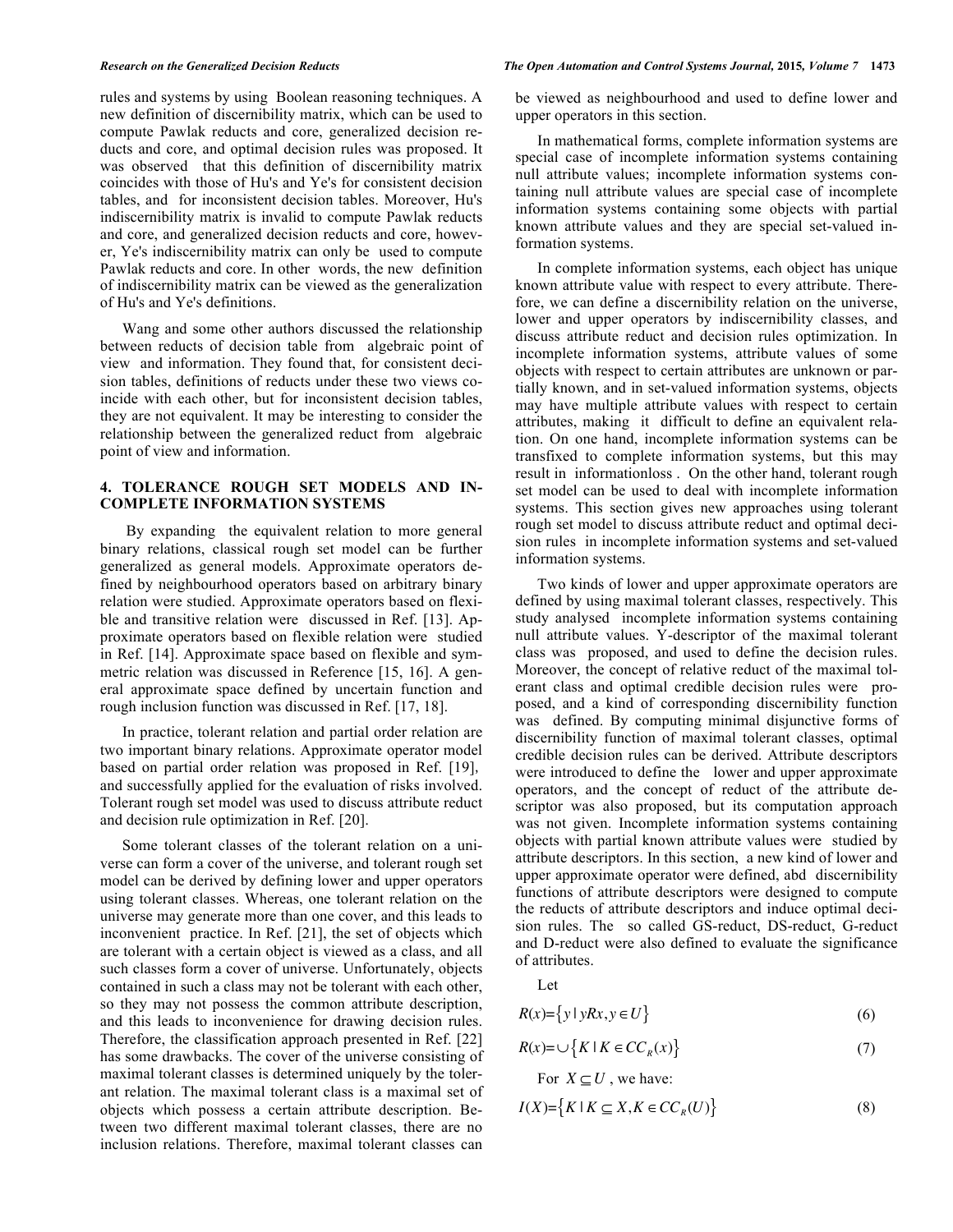rules and systems by using Boolean reasoning techniques. A new definition of discernibility matrix, which can be used to compute Pawlak reducts and core, generalized decision reducts and core, and optimal decision rules was proposed. It was observed that this definition of discernibility matrix coincides with those of Hu's and Ye's for consistent decision tables, and for inconsistent decision tables. Moreover, Hu's indiscernibility matrix is invalid to compute Pawlak reducts and core, and generalized decision reducts and core, however, Ye's indiscernibility matrix can only be used to compute Pawlak reducts and core. In other words, the new definition of indiscernibility matrix can be viewed as the generalization of Hu's and Ye's definitions.

Wang and some other authors discussed the relationship between reducts of decision table from algebraic point of view and information. They found that, for consistent decision tables, definitions of reducts under these two views coincide with each other, but for inconsistent decision tables, they are not equivalent. It may be interesting to consider the relationship between the generalized reduct from algebraic point of view and information.

## 4. TOLERANCE ROUGH SET MODELS AND INCOMPLETE INFORMATION SYSTEMS

By expanding the equivalent relation to more general binary relations, classical rough set model can be further generalized as general models. Approximate operators defined by neighbourhood operators based on arbitrary binary relation were studied. Approximate operators based on flexible and transitive relation were discussed in Ref. [13]. Approximate operators based on flexible relation were studied in Ref. [14]. Approximate space based on flexible and symmetric relation was discussed in Reference [15, 16]. A general approximate space defined by uncertain function and rough inclusion function was discussed in Ref. [17, 18].

In practice, tolerant relation and partial order relation are two important binary relations. Approximate operator model based on partial order relation was proposed in Ref. [19], and successfully applied for the evaluation of risks involved. Tolerant rough set model was used to discuss attribute reduct and decision rule optimization in Ref. [20].

Some tolerant classes of the tolerant relation on a universe can form a cover of the universe, and tolerant rough set model can be derived by defining lower and upper operators using tolerant classes. Whereas, one tolerant relation on the universe may generate more than one cover, and this leads to inconvenient practice. In Ref. [21], the set of objects which are tolerant with a certain object is viewed as a class, and all such classes form a cover of universe. Unfortunately, objects contained in such a class may not be tolerant with each other, so they may not possess the common attribute description, and this leads to inconvenience for drawing decision rules. Therefore, the classification approach presented in Ref. [22] has some drawbacks. The cover of the universe consisting of maximal tolerant classes is determined uniquely by the tolerant relation. The maximal tolerant class is a maximal set of objects which possess a certain attribute description. Between two different maximal tolerant classes, there are no inclusion relations. Therefore, maximal tolerant classes can be viewed as neighbourhood and used to define lower and upper operators in this section.

In mathematical forms, complete information systems are special case of incomplete information systems containing null attribute values; incomplete information systems containing null attribute values are special case of incomplete information systems containing some objects with partial known attribute values and they are special set-valued information systems.

In complete information systems, each object has unique known attribute value with respect to every attribute. Therefore, we can define a discernibility relation on the universe, lower and upper operators by indiscernibility classes, and discuss attribute reduct and decision rules optimization. In incomplete information systems, attribute values of some objects with respect to certain attributes are unknown or partially known, and in set-valued information systems, objects may have multiple attribute values with respect to certain attributes, making it difficult to define an equivalent relation. On one hand, incomplete information systems can be transfixed to complete information systems, but this may result in informationloss . On the other hand, tolerant rough set model can be used to deal with incomplete information systems. This section gives new approaches using tolerant rough set model to discuss attribute reduct and optimal decision rules in incomplete information systems and set-valued information systems.

Two kinds of lower and upper approximate operators are defined by using maximal tolerant classes, respectively. This study analysed incomplete information systems containing null attribute values. Y-descriptor of the maximal tolerant class was proposed, and used to define the decision rules. Moreover, the concept of relative reduct of the maximal tolerant class and optimal credible decision rules were proposed, and a kind of corresponding discernibility function was defined. By computing minimal disjunctive forms of discernibility function of maximal tolerant classes, optimal credible decision rules can be derived. Attribute descriptors were introduced to define the lower and upper approximate operators, and the concept of reduct of the attribute descriptor was also proposed, but its computation approach was not given. Incomplete information systems containing objects with partial known attribute values were studied by attribute descriptors. In this section, a new kind of lower and upper approximate operator were defined, abd discernibility functions of attribute descriptors were designed to compute the reducts of attribute descriptors and induce optimal decision rules. The so called GS-reduct, DS-reduct, G-reduct and D-reduct were also defined to evaluate the significance of attributes.

Let

$$R(x)=\{y \mid yRx, y \in U\} \tag{6}$$

$$R(x)=\cup\{K \mid K \in CC_R(x)\} \tag{7}$$

For $X \subseteq U$, we have:

$$I(X)=\{K \mid K \subseteq X, K \in CC_R(U)\} \tag{8}$$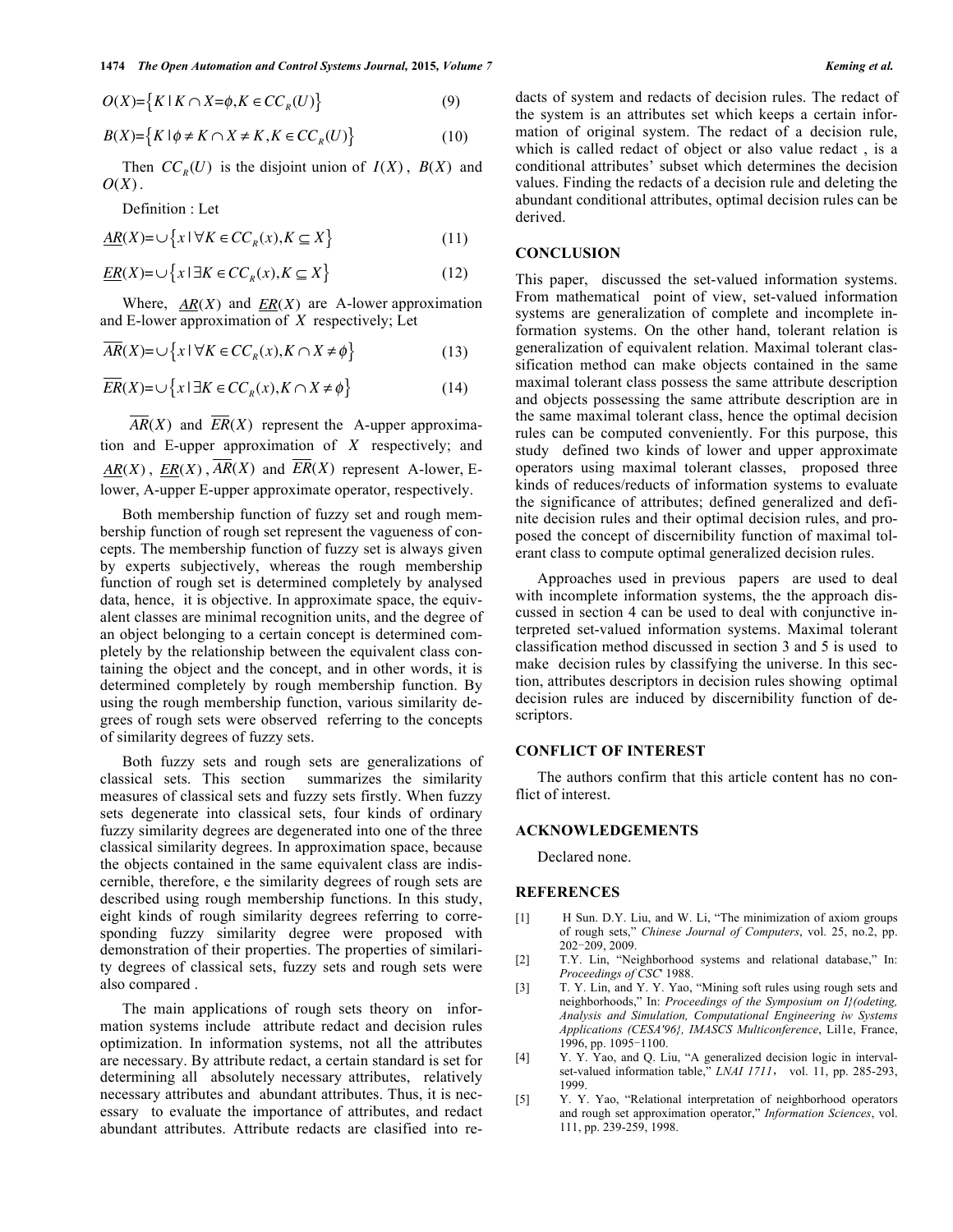$$O(X)=\{K \mid K \cap X=\phi, K \in CC_R(U)\} \tag{9}$$

$$B(X)=\{K \mid \phi \neq K \cap X \neq K, K \in CC_R(U)\} \tag{10}$$

Then $CC_R(U)$ is the disjoint union of $I(X)$, $B(X)$ and $O(X)$.

Definition : Let

$$\underline{AR}(X)=\cup\{x \mid \forall K \in CC_R(x), K \subseteq X\} \tag{11}$$

$$\underline{ER}(X)=\cup\{x \mid \exists K \in CC_R(x), K \subseteq X\} \tag{12}$$

Where, $\underline{AR}(X)$ and $\underline{ER}(X)$ are A-lower approximation and E-lower approximation of $X$ respectively; Let

$$\overline{AR}(X)=\cup\{x \mid \forall K \in CC_R(x), K \cap X \neq \phi\} \tag{13}$$

$$\overline{ER}(X)=\cup\{x \mid \exists K \in CC_R(x), K \cap X \neq \phi\} \tag{14}$$

$\overline{AR}(X)$ and $\overline{ER}(X)$ represent the A-upper approximation and E-upper approximation of $X$ respectively; and $\underline{AR}(X)$, $\underline{ER}(X)$, $\overline{AR}(X)$ and $\overline{ER}(X)$ represent A-lower, E-lower, A-upper E-upper approximate operator, respectively.

Both membership function of fuzzy set and rough membership function of rough set represent the vagueness of concepts. The membership function of fuzzy set is always given by experts subjectively, whereas the rough membership function of rough set is determined completely by analysed data, hence, it is objective. In approximate space, the equivalent classes are minimal recognition units, and the degree of an object belonging to a certain concept is determined completely by the relationship between the equivalent class containing the object and the concept, and in other words, it is determined completely by rough membership function. By using the rough membership function, various similarity degrees of rough sets were observed referring to the concepts of similarity degrees of fuzzy sets.

Both fuzzy sets and rough sets are generalizations of classical sets. This section summarizes the similarity measures of classical sets and fuzzy sets firstly. When fuzzy sets degenerate into classical sets, four kinds of ordinary fuzzy similarity degrees are degenerated into one of the three classical similarity degrees. In approximation space, because the objects contained in the same equivalent class are indiscernible, therefore, e the similarity degrees of rough sets are described using rough membership functions. In this study, eight kinds of rough similarity degrees referring to corresponding fuzzy similarity degree were proposed with demonstration of their properties. The properties of similarity degrees of classical sets, fuzzy sets and rough sets were also compared .

The main applications of rough sets theory on information systems include attribute redact and decision rules optimization. In information systems, not all the attributes are necessary. By attribute redact, a certain standard is set for determining all absolutely necessary attributes, relatively necessary attributes and abundant attributes. Thus, it is necessary to evaluate the importance of attributes, and redact abundant attributes. Attribute redacts are clasified into redacts of system and redacts of decision rules. The redact of the system is an attributes set which keeps a certain information of original system. The redact of a decision rule, which is called redact of object or also value redact , is a conditional attributes' subset which determines the decision values. Finding the redacts of a decision rule and deleting the abundant conditional attributes, optimal decision rules can be derived.

## CONCLUSION

This paper, discussed the set-valued information systems. From mathematical point of view, set-valued information systems are generalization of complete and incomplete information systems. On the other hand, tolerant relation is generalization of equivalent relation. Maximal tolerant classification method can make objects contained in the same maximal tolerant class possess the same attribute description and objects possessing the same attribute description are in the same maximal tolerant class, hence the optimal decision rules can be computed conveniently. For this purpose, this study defined two kinds of lower and upper approximate operators using maximal tolerant classes, proposed three kinds of reduces/reducts of information systems to evaluate the significance of attributes; defined generalized and definite decision rules and their optimal decision rules, and proposed the concept of discernibility function of maximal tolerant class to compute optimal generalized decision rules.

Approaches used in previous papers are used to deal with incomplete information systems, the the approach discussed in section 4 can be used to deal with conjunctive interpreted set-valued information systems. Maximal tolerant classification method discussed in section 3 and 5 is used to make decision rules by classifying the universe. In this section, attributes descriptors in decision rules showing optimal decision rules are induced by discernibility function of descriptors.

## CONFLICT OF INTEREST

The authors confirm that this article content has no conflict of interest.

## ACKNOWLEDGEMENTS

Declared none.

## REFERENCES

[1] H Sun. D.Y. Liu, and W. Li, "The minimization of axiom groups of rough sets," *Chinese Journal of Computers*, vol. 25, no.2, pp. 202-209, 2009.

[2] T.Y. Lin, "Neighborhood systems and relational database," In: *Proceedings of CSC*' 1988.

[3] T. Y. Lin, and Y. Y. Yao, "Mining soft rules using rough sets and neighborhoods," In: *Proceedings of the Symposium on I}(odeting, Analysis and Simulation, Computational Engineering iw Systems Applications (CESA'96}, IMASCS Multiconference*, Lil1e, France, 1996, pp. 1095-1100.

[4] Y. Y. Yao, and Q. Liu, "A generalized decision logic in interval-set-valued information table," *LNAI 1711*, vol. 11, pp. 285-293, 1999.

[5] Y. Y. Yao, "Relational interpretation of neighborhood operators and rough set approximation operator," *Information Sciences*, vol. 111, pp. 239-259, 1998.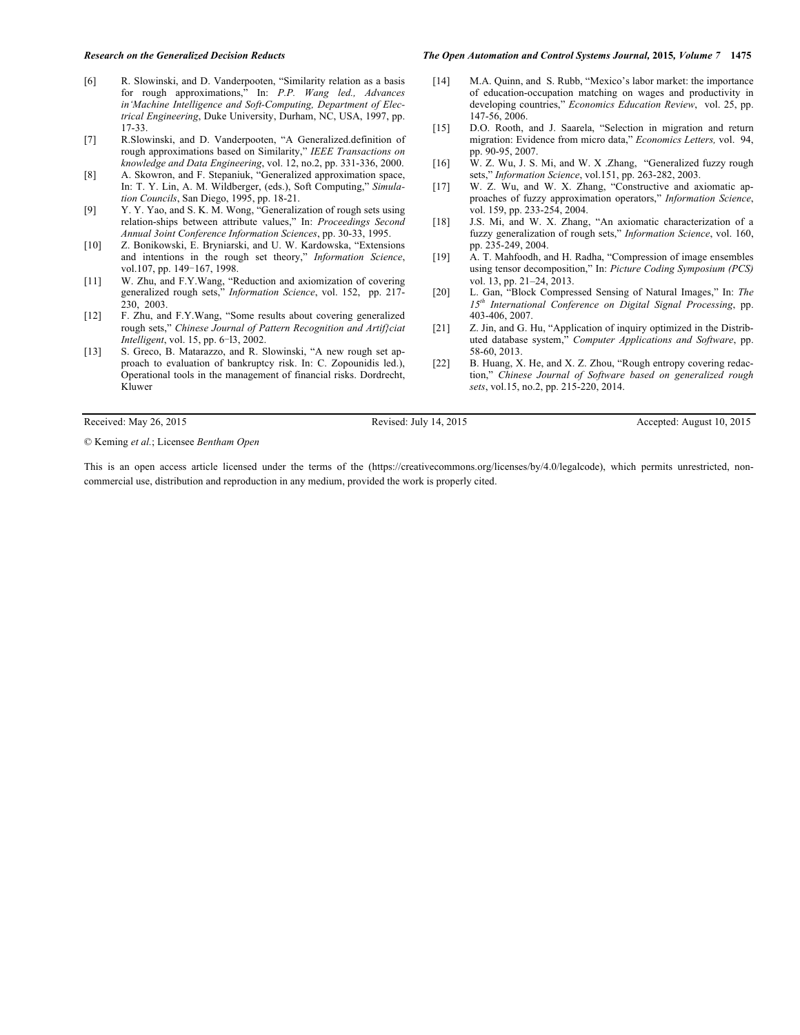[6] R. Slowinski, and D. Vanderpooten, "Similarity relation as a basis for rough approximations," In: *P.P. Wang led., Advances in'Machine Intelligence and Soft-Computing, Department of Electrical Engineering*, Duke University, Durham, NC, USA, 1997, pp. 17-33.

[7] R.Slowinski, and D. Vanderpooten, "A Generalized.definition of rough approximations based on Similarity," *IEEE Transactions on knowledge and Data Engineering*, vol. 12, no.2, pp. 331-336, 2000.

[8] A. Skowron, and F. Stepaniuk, "Generalized approximation space, In: T. Y. Lin, A. M. Wildberger, (eds.), Soft Computing," *Simulation Councils*, San Diego, 1995, pp. 18-21.

[9] Y. Y. Yao, and S. K. M. Wong, "Generalization of rough sets using relation-ships between attribute values," In: *Proceedings Second Annual 3oint Conference Information Sciences*, pp. 30-33, 1995.

[10] Z. Bonikowski, E. Bryniarski, and U. W. Kardowska, "Extensions and intentions in the rough set theory," *Information Science*, vol.107, pp. 149−167, 1998.

[11] W. Zhu, and F.Y.Wang, "Reduction and axiomization of covering generalized rough sets," *Information Science*, vol. 152, pp. 217-230, 2003.

[12] F. Zhu, and F.Y.Wang, "Some results about covering generalized rough sets," *Chinese Journal of Pattern Recognition and Artif}ciat Intelligent*, vol. 15, pp. 6−l3, 2002.

[13] S. Greco, B. Matarazzo, and R. Slowinski, "A new rough set approach to evaluation of bankruptcy risk. In: C. Zopounidis led.), Operational tools in the management of financial risks. Dordrecht, Kluwer

[14] M.A. Quinn, and S. Rubb, "Mexico's labor market: the importance of education-occupation matching on wages and productivity in developing countries," *Economics Education Review*, vol. 25, pp. 147-56, 2006.

[15] D.O. Rooth, and J. Saarela, "Selection in migration and return migration: Evidence from micro data," *Economics Letters,* vol. 94, pp. 90-95, 2007.

[16] W. Z. Wu, J. S. Mi, and W. X .Zhang, "Generalized fuzzy rough sets," *Information Science*, vol.151, pp. 263-282, 2003.

[17] W. Z. Wu, and W. X. Zhang, "Constructive and axiomatic approaches of fuzzy approximation operators," *Information Science*, vol. 159, pp. 233-254, 2004.

[18] J.S. Mi, and W. X. Zhang, "An axiomatic characterization of a fuzzy generalization of rough sets," *Information Science*, vol. 160, pp. 235-249, 2004.

[19] A. T. Mahfoodh, and H. Radha, "Compression of image ensembles using tensor decomposition," In: *Picture Coding Symposium (PCS)* vol. 13, pp. 21–24, 2013.

[20] L. Gan, "Block Compressed Sensing of Natural Images," In: *The 15th International Conference on Digital Signal Processing*, pp. 403-406, 2007.

[21] Z. Jin, and G. Hu, "Application of inquiry optimized in the Distributed database system," *Computer Applications and Software*, pp. 58-60, 2013.

[22] B. Huang, X. He, and X. Z. Zhou, "Rough entropy covering redaction," *Chinese Journal of Software based on generalized rough sets*, vol.15, no.2, pp. 215-220, 2014.

Received: May 26, 2015 Revised: July 14, 2015 Accepted: August 10, 2015

© Keming *et al.*; Licensee *Bentham Open*

This is an open access article licensed under the terms of the (https://creativecommons.org/licenses/by/4.0/legalcode), which permits unrestricted, non-commercial use, distribution and reproduction in any medium, provided the work is properly cited.